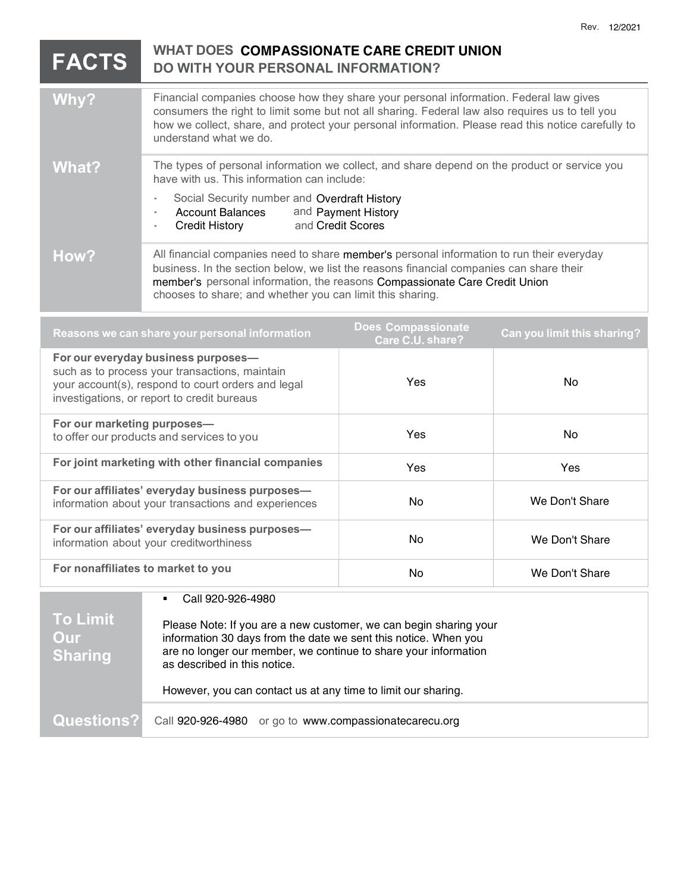Rev. 12/2021

# FACTS

## WHAT DOES COMPASSIONATE CARE CREDIT UNION DO WITH YOUR PERSONAL INFORMATION?

| | |
|---|---|
| **Why?** | Financial companies choose how they share your personal information. Federal law gives consumers the right to limit some but not all sharing. Federal law also requires us to tell you how we collect, share, and protect your personal information. Please read this notice carefully to understand what we do. |
| **What?** | The types of personal information we collect, and share depend on the product or service you have with us. This information can include:<br>- Social Security number and Overdraft History<br>- Account Balances and Payment History<br>- Credit History and Credit Scores |
| **How?** | All financial companies need to share member's personal information to run their everyday business. In the section below, we list the reasons financial companies can share their member's personal information, the reasons Compassionate Care Credit Union chooses to share; and whether you can limit this sharing. |

| Reasons we can share your personal information | Does Compassionate Care C.U. share? | Can you limit this sharing? |
|---|---|---|
| **For our everyday business purposes—** such as to process your transactions, maintain your account(s), respond to court orders and legal investigations, or report to credit bureaus | Yes | No |
| **For our marketing purposes—** to offer our products and services to you | Yes | No |
| **For joint marketing with other financial companies** | Yes | Yes |
| **For our affiliates' everyday business purposes—** information about your transactions and experiences | No | We Don't Share |
| **For our affiliates' everyday business purposes—** information about your creditworthiness | No | We Don't Share |
| **For nonaffiliates to market to you** | No | We Don't Share |

| | |
|---|---|
| **To Limit Our Sharing** | - Call 920-926-4980<br><br>Please Note: If you are a new customer, we can begin sharing your information 30 days from the date we sent this notice. When you are no longer our member, we continue to share your information as described in this notice.<br><br>However, you can contact us at any time to limit our sharing. |
| **Questions?** | Call 920-926-4980 or go to www.compassionatecarecu.org |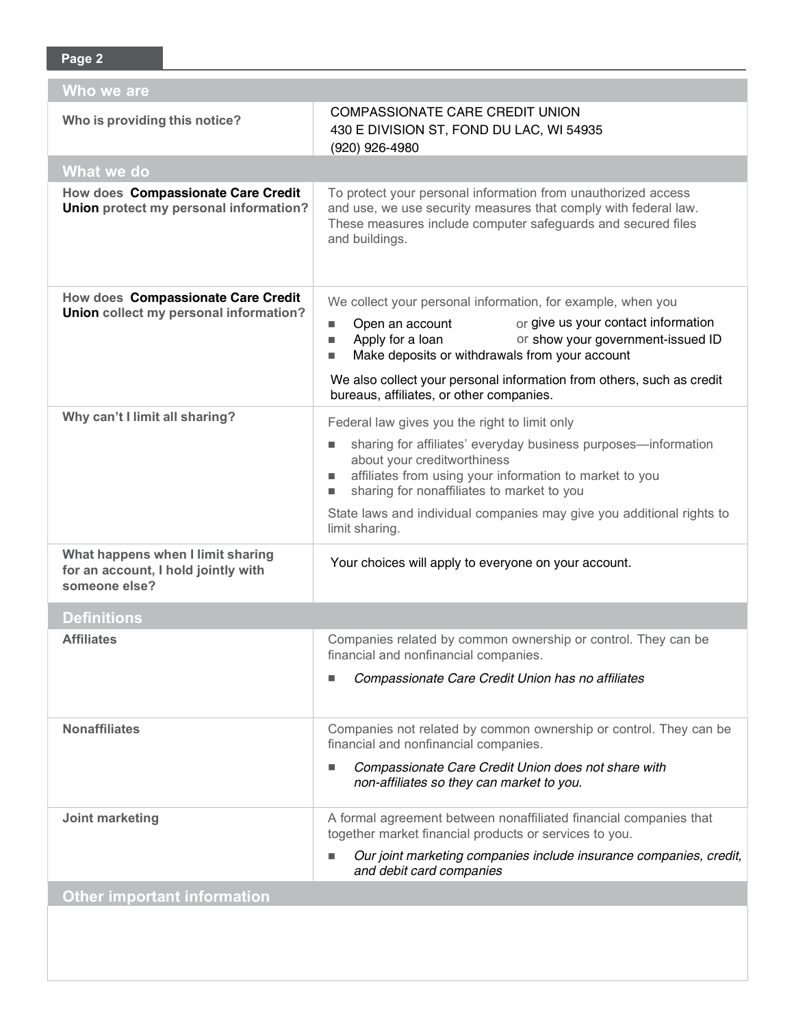## Who we are

| | |
|---|---|
| **Who is providing this notice?** | COMPASSIONATE CARE CREDIT UNION<br>430 E DIVISION ST, FOND DU LAC, WI 54935<br>(920) 926-4980 |

## What we do

| | |
|---|---|
| **How does Compassionate Care Credit Union protect my personal information?** | To protect your personal information from unauthorized access and use, we use security measures that comply with federal law. These measures include computer safeguards and secured files and buildings. |
| **How does Compassionate Care Credit Union collect my personal information?** | We collect your personal information, for example, when you<br>■ Open an account or give us your contact information<br>■ Apply for a loan or show your government-issued ID<br>■ Make deposits or withdrawals from your account<br>We also collect your personal information from others, such as credit bureaus, affiliates, or other companies. |
| **Why can't I limit all sharing?** | Federal law gives you the right to limit only<br>■ sharing for affiliates' everyday business purposes—information about your creditworthiness<br>■ affiliates from using your information to market to you<br>■ sharing for nonaffiliates to market to you<br>State laws and individual companies may give you additional rights to limit sharing. |
| **What happens when I limit sharing for an account, I hold jointly with someone else?** | Your choices will apply to everyone on your account. |

## Definitions

| | |
|---|---|
| **Affiliates** | Companies related by common ownership or control. They can be financial and nonfinancial companies.<br>■ *Compassionate Care Credit Union has no affiliates* |
| **Nonaffiliates** | Companies not related by common ownership or control. They can be financial and nonfinancial companies.<br>■ *Compassionate Care Credit Union does not share with non-affiliates so they can market to you.* |
| **Joint marketing** | A formal agreement between nonaffiliated financial companies that together market financial products or services to you.<br>■ *Our joint marketing companies include insurance companies, credit, and debit card companies* |

## Other important information